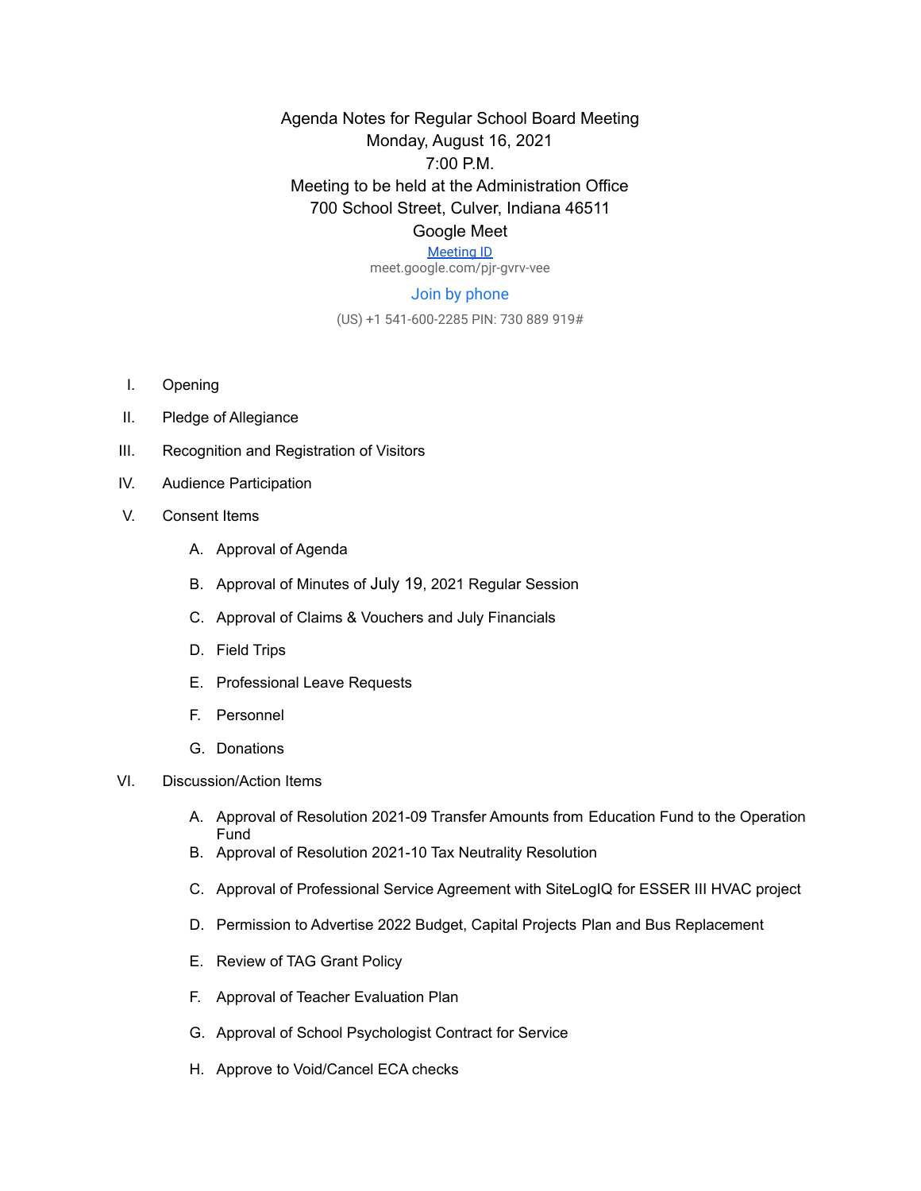# Agenda Notes for Regular School Board Meeting

Monday, August 16, 2021

7:00 P.M.

Meeting to be held at the Administration Office

700 School Street, Culver, Indiana 46511

Google Meet

Meeting ID

meet.google.com/pjr-gvrv-vee

Join by phone

(US) +1 541-600-2285 PIN: 730 889 919#

I. Opening

II. Pledge of Allegiance

III. Recognition and Registration of Visitors

IV. Audience Participation

V. Consent Items

   A. Approval of Agenda

   B. Approval of Minutes of July 19, 2021 Regular Session

   C. Approval of Claims & Vouchers and July Financials

   D. Field Trips

   E. Professional Leave Requests

   F. Personnel

   G. Donations

VI. Discussion/Action Items

   A. Approval of Resolution 2021-09 Transfer Amounts from Education Fund to the Operation Fund

   B. Approval of Resolution 2021-10 Tax Neutrality Resolution

   C. Approval of Professional Service Agreement with SiteLogIQ for ESSER III HVAC project

   D. Permission to Advertise 2022 Budget, Capital Projects Plan and Bus Replacement

   E. Review of TAG Grant Policy

   F. Approval of Teacher Evaluation Plan

   G. Approval of School Psychologist Contract for Service

   H. Approve to Void/Cancel ECA checks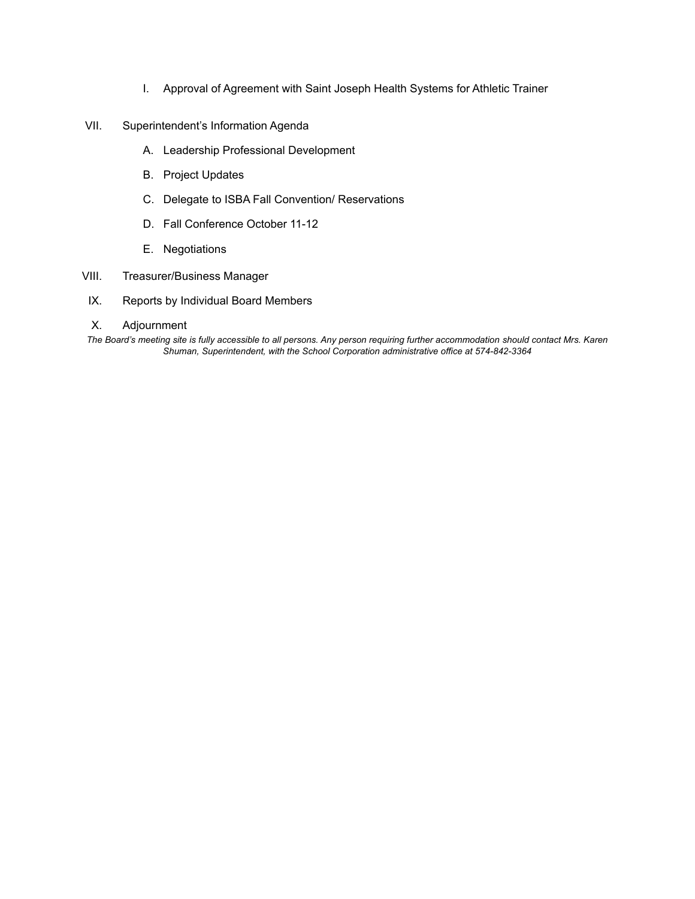I. Approval of Agreement with Saint Joseph Health Systems for Athletic Trainer

VII. Superintendent's Information Agenda

A. Leadership Professional Development

B. Project Updates

C. Delegate to ISBA Fall Convention/ Reservations

D. Fall Conference October 11-12

E. Negotiations

VIII. Treasurer/Business Manager

IX. Reports by Individual Board Members

X. Adjournment

*The Board's meeting site is fully accessible to all persons. Any person requiring further accommodation should contact Mrs. Karen Shuman, Superintendent, with the School Corporation administrative office at 574-842-3364*